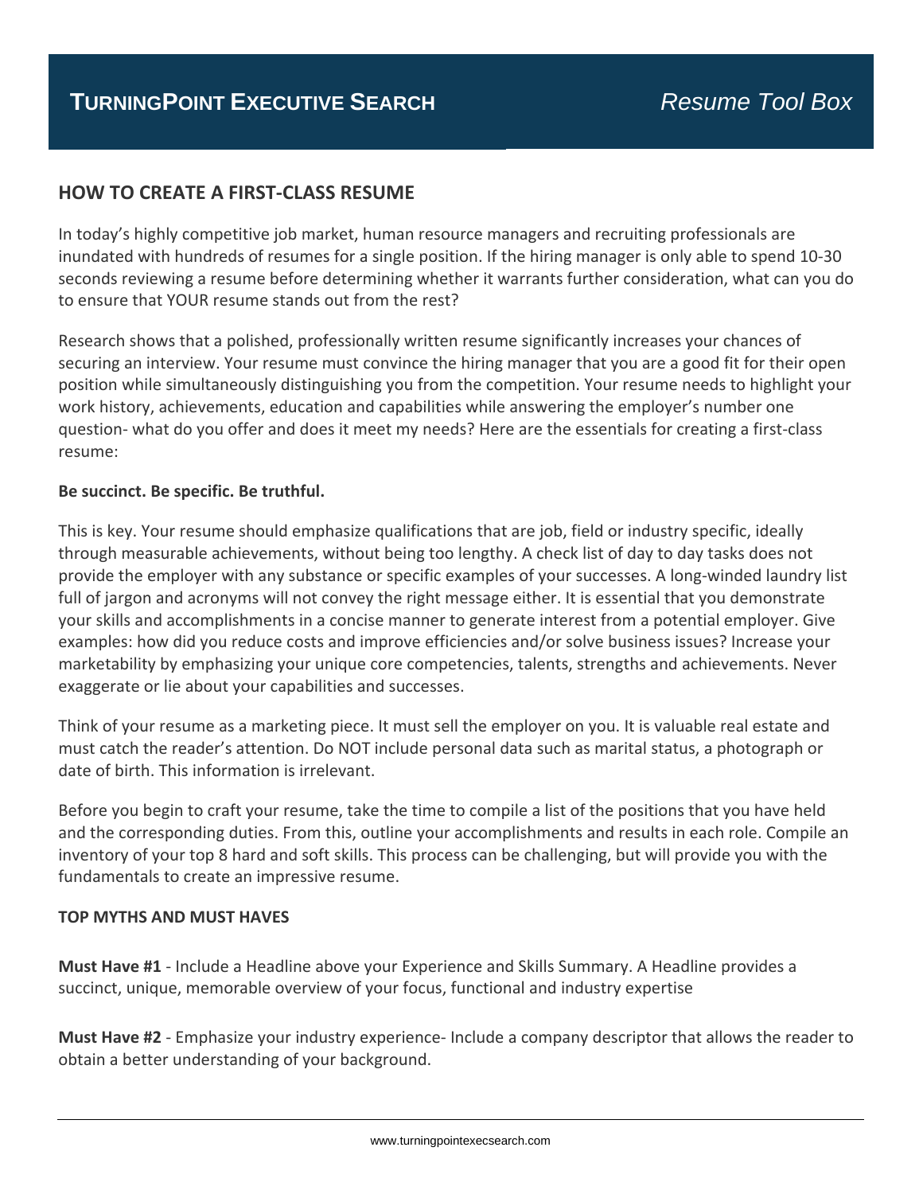**TURNINGPOINT EXECUTIVE SEARCH** *Resume Tool Box*

# HOW TO CREATE A FIRST-CLASS RESUME

In today's highly competitive job market, human resource managers and recruiting professionals are inundated with hundreds of resumes for a single position. If the hiring manager is only able to spend 10-30 seconds reviewing a resume before determining whether it warrants further consideration, what can you do to ensure that YOUR resume stands out from the rest?

Research shows that a polished, professionally written resume significantly increases your chances of securing an interview. Your resume must convince the hiring manager that you are a good fit for their open position while simultaneously distinguishing you from the competition. Your resume needs to highlight your work history, achievements, education and capabilities while answering the employer's number one question- what do you offer and does it meet my needs? Here are the essentials for creating a first-class resume:

**Be succinct. Be specific. Be truthful.**

This is key. Your resume should emphasize qualifications that are job, field or industry specific, ideally through measurable achievements, without being too lengthy. A check list of day to day tasks does not provide the employer with any substance or specific examples of your successes. A long-winded laundry list full of jargon and acronyms will not convey the right message either. It is essential that you demonstrate your skills and accomplishments in a concise manner to generate interest from a potential employer. Give examples: how did you reduce costs and improve efficiencies and/or solve business issues? Increase your marketability by emphasizing your unique core competencies, talents, strengths and achievements. Never exaggerate or lie about your capabilities and successes.

Think of your resume as a marketing piece. It must sell the employer on you. It is valuable real estate and must catch the reader's attention. Do NOT include personal data such as marital status, a photograph or date of birth. This information is irrelevant.

Before you begin to craft your resume, take the time to compile a list of the positions that you have held and the corresponding duties. From this, outline your accomplishments and results in each role. Compile an inventory of your top 8 hard and soft skills. This process can be challenging, but will provide you with the fundamentals to create an impressive resume.

## TOP MYTHS AND MUST HAVES

**Must Have #1** - Include a Headline above your Experience and Skills Summary. A Headline provides a succinct, unique, memorable overview of your focus, functional and industry expertise

**Must Have #2** - Emphasize your industry experience- Include a company descriptor that allows the reader to obtain a better understanding of your background.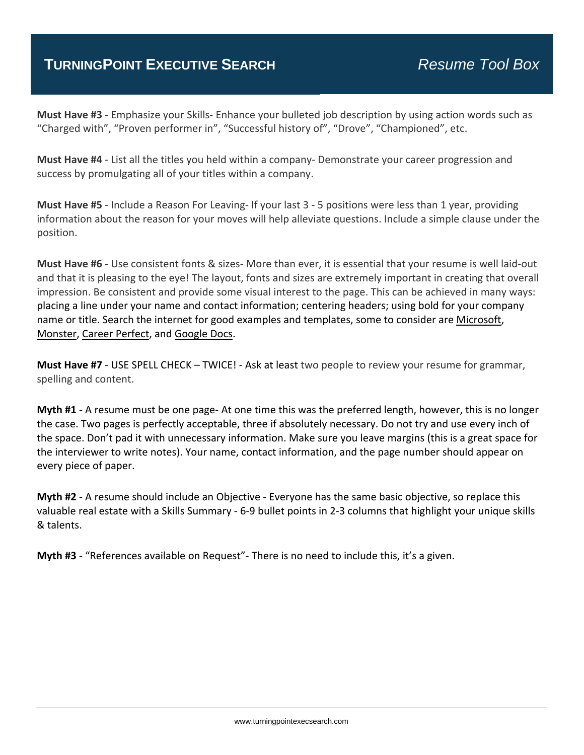**Must Have #3** - Emphasize your Skills- Enhance your bulleted job description by using action words such as "Charged with", "Proven performer in", "Successful history of", "Drove", "Championed", etc.

**Must Have #4** - List all the titles you held within a company- Demonstrate your career progression and success by promulgating all of your titles within a company.

**Must Have #5** - Include a Reason For Leaving- If your last 3 - 5 positions were less than 1 year, providing information about the reason for your moves will help alleviate questions. Include a simple clause under the position.

**Must Have #6** - Use consistent fonts & sizes- More than ever, it is essential that your resume is well laid-out and that it is pleasing to the eye! The layout, fonts and sizes are extremely important in creating that overall impression. Be consistent and provide some visual interest to the page. This can be achieved in many ways: placing a line under your name and contact information; centering headers; using bold for your company name or title. Search the internet for good examples and templates, some to consider are Microsoft, Monster, Career Perfect, and Google Docs.

**Must Have #7** - USE SPELL CHECK – TWICE! - Ask at least two people to review your resume for grammar, spelling and content.

**Myth #1** - A resume must be one page- At one time this was the preferred length, however, this is no longer the case. Two pages is perfectly acceptable, three if absolutely necessary. Do not try and use every inch of the space. Don't pad it with unnecessary information. Make sure you leave margins (this is a great space for the interviewer to write notes). Your name, contact information, and the page number should appear on every piece of paper.

**Myth #2** - A resume should include an Objective - Everyone has the same basic objective, so replace this valuable real estate with a Skills Summary - 6-9 bullet points in 2-3 columns that highlight your unique skills & talents.

**Myth #3** - "References available on Request"- There is no need to include this, it's a given.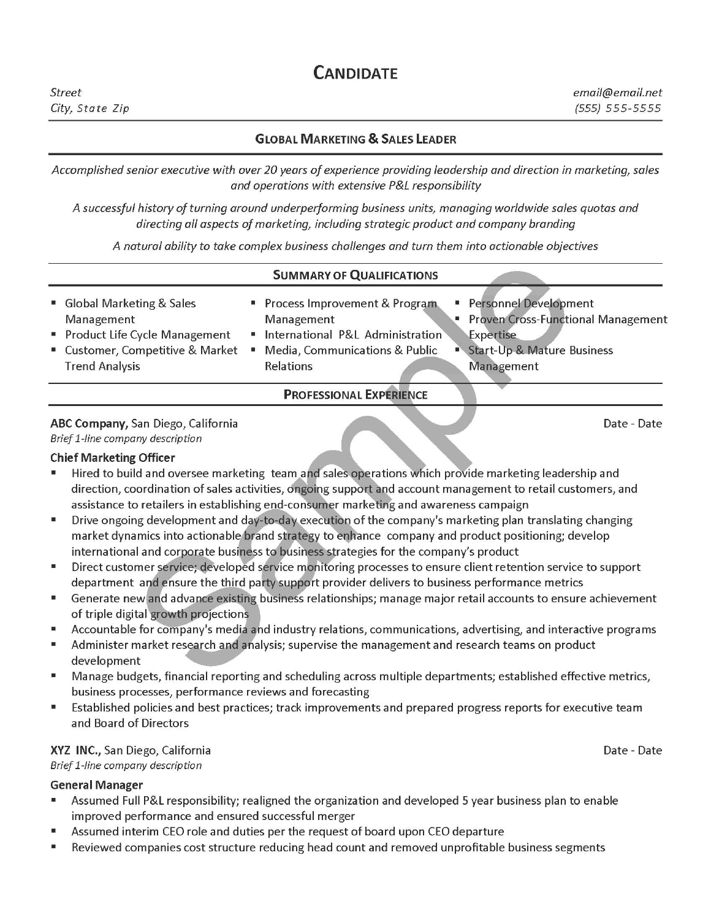# Candidate

*Street*
*City, State Zip*

*email@email.net*
*(555) 555-5555*

## Global Marketing & Sales Leader

*Accomplished senior executive with over 20 years of experience providing leadership and direction in marketing, sales and operations with extensive P&L responsibility*

*A successful history of turning around underperforming business units, managing worldwide sales quotas and directing all aspects of marketing, including strategic product and company branding*

*A natural ability to take complex business challenges and turn them into actionable objectives*

## Summary of Qualifications

- Global Marketing & Sales Management
- Product Life Cycle Management
- Customer, Competitive & Market Trend Analysis
- Process Improvement & Program Management
- International P&L Administration
- Media, Communications & Public Relations
- Personnel Development
- Proven Cross-Functional Management Expertise
- Start-Up & Mature Business Management

## Professional Experience

**ABC Company,** San Diego, California — Date - Date
*Brief 1-line company description*

### Chief Marketing Officer

- Hired to build and oversee marketing team and sales operations which provide marketing leadership and direction, coordination of sales activities, ongoing support and account management to retail customers, and assistance to retailers in establishing end-consumer marketing and awareness campaign
- Drive ongoing development and day-to-day execution of the company's marketing plan translating changing market dynamics into actionable brand strategy to enhance company and product positioning; develop international and corporate business to business strategies for the company's product
- Direct customer service; developed service monitoring processes to ensure client retention service to support department and ensure the third party support provider delivers to business performance metrics
- Generate new and advance existing business relationships; manage major retail accounts to ensure achievement of triple digital growth projections
- Accountable for company's media and industry relations, communications, advertising, and interactive programs
- Administer market research and analysis; supervise the management and research teams on product development
- Manage budgets, financial reporting and scheduling across multiple departments; established effective metrics, business processes, performance reviews and forecasting
- Established policies and best practices; track improvements and prepared progress reports for executive team and Board of Directors

**XYZ INC.,** San Diego, California — Date - Date
*Brief 1-line company description*

### General Manager

- Assumed Full P&L responsibility; realigned the organization and developed 5 year business plan to enable improved performance and ensured successful merger
- Assumed interim CEO role and duties per the request of board upon CEO departure
- Reviewed companies cost structure reducing head count and removed unprofitable business segments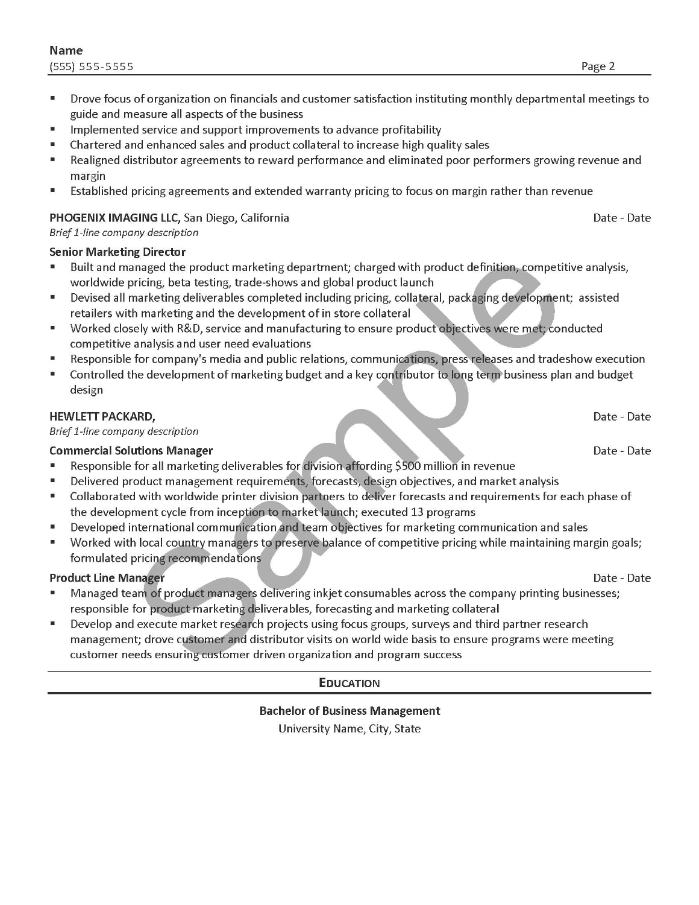- Drove focus of organization on financials and customer satisfaction instituting monthly departmental meetings to guide and measure all aspects of the business
- Implemented service and support improvements to advance profitability
- Chartered and enhanced sales and product collateral to increase high quality sales
- Realigned distributor agreements to reward performance and eliminated poor performers growing revenue and margin
- Established pricing agreements and extended warranty pricing to focus on margin rather than revenue

**PHOGENIX IMAGING LLC,** San Diego, California — Date - Date

*Brief 1-line company description*

**Senior Marketing Director**

- Built and managed the product marketing department; charged with product definition, competitive analysis, worldwide pricing, beta testing, trade-shows and global product launch
- Devised all marketing deliverables completed including pricing, collateral, packaging development; assisted retailers with marketing and the development of in store collateral
- Worked closely with R&D, service and manufacturing to ensure product objectives were met; conducted competitive analysis and user need evaluations
- Responsible for company's media and public relations, communications, press releases and tradeshow execution
- Controlled the development of marketing budget and a key contributor to long term business plan and budget design

**HEWLETT PACKARD,** — Date - Date

*Brief 1-line company description*

**Commercial Solutions Manager** — Date - Date

- Responsible for all marketing deliverables for division affording $500 million in revenue
- Delivered product management requirements, forecasts, design objectives, and market analysis
- Collaborated with worldwide printer division partners to deliver forecasts and requirements for each phase of the development cycle from inception to market launch; executed 13 programs
- Developed international communication and team objectives for marketing communication and sales
- Worked with local country managers to preserve balance of competitive pricing while maintaining margin goals; formulated pricing recommendations

**Product Line Manager** — Date - Date

- Managed team of product managers delivering inkjet consumables across the company printing businesses; responsible for product marketing deliverables, forecasting and marketing collateral
- Develop and execute market research projects using focus groups, surveys and third partner research management; drove customer and distributor visits on world wide basis to ensure programs were meeting customer needs ensuring customer driven organization and program success

## EDUCATION

**Bachelor of Business Management**

University Name, City, State